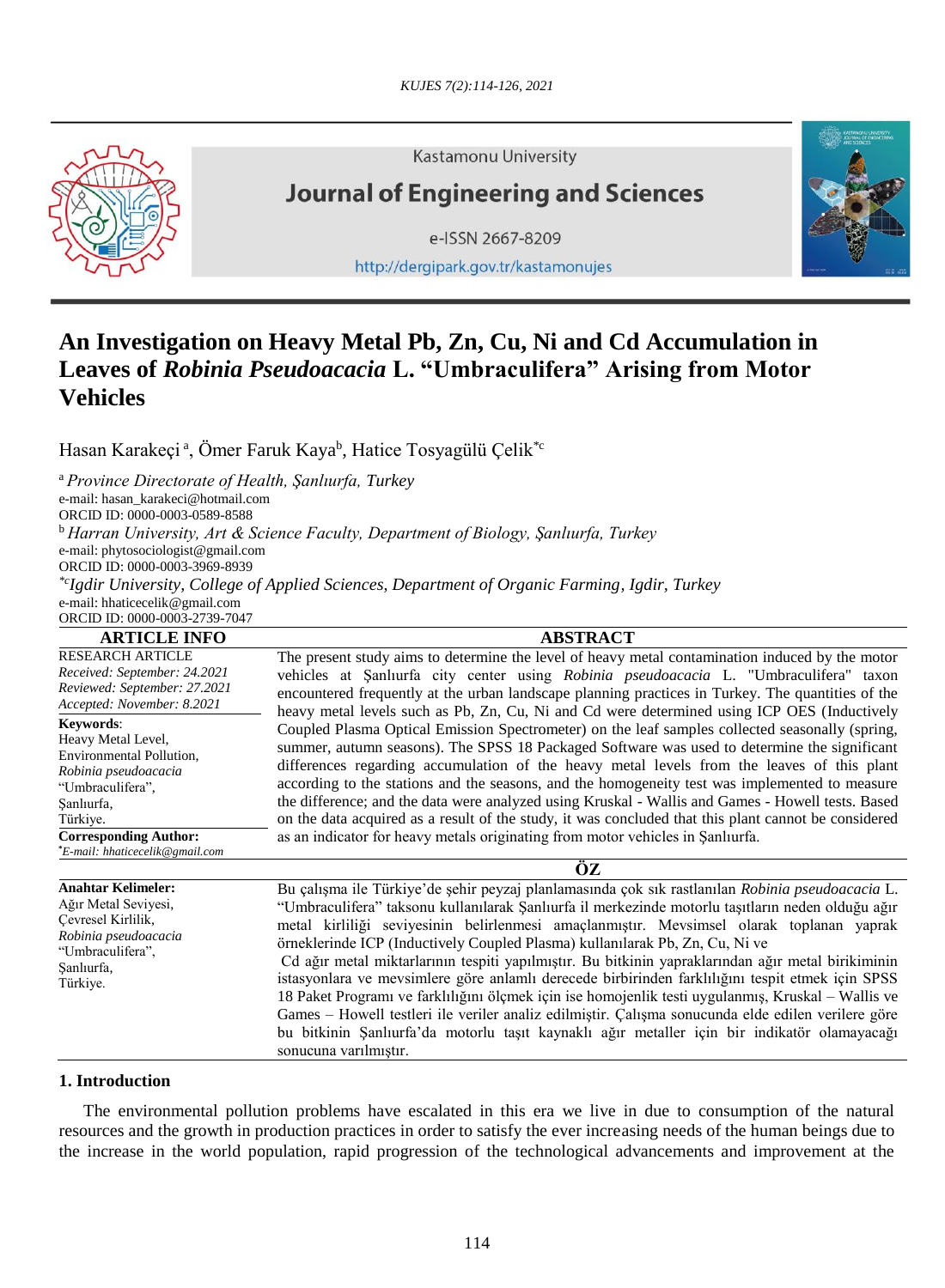Kastamonu University

**Journal of Engineering and Sciences**

e-ISSN 2667-8209

http://dergipark.gov.tr/kastamonujes

# An Investigation on Heavy Metal Pb, Zn, Cu, Ni and Cd Accumulation in Leaves of *Robinia Pseudoacacia* L. "Umbraculifera" Arising from Motor Vehicles

Hasan Karakeçi [a], Ömer Faruk Kaya[b], Hatice Tosyagülü Çelik[*c]

[a] *Province Directorate of Health, Şanlıurfa, Turkey*
e-mail: hasan_karakeci@hotmail.com
ORCID ID: 0000-0003-0589-8588

[b] *Harran University, Art & Science Faculty, Department of Biology, Şanlıurfa, Turkey*
e-mail: phytosociologist@gmail.com
ORCID ID: 0000-0003-3969-8939

[*c] *Igdir University, College of Applied Sciences, Department of Organic Farming, Igdir, Turkey*
e-mail: hhaticecelik@gmail.com
ORCID ID: 0000-0003-2739-7047

**ARTICLE INFO**

RESEARCH ARTICLE
*Received: September: 24.2021*
*Reviewed: September: 27.2021*
*Accepted: November: 8.2021*

**Keywords**:
Heavy Metal Level,
Environmental Pollution,
*Robinia pseudoacacia*
"Umbraculifera",
Şanlıurfa,
Türkiye.

**Corresponding Author:**
[*]*E-mail: hhaticecelik@gmail.com*

**ABSTRACT**

The present study aims to determine the level of heavy metal contamination induced by the motor vehicles at Şanlıurfa city center using *Robinia pseudoacacia* L. "Umbraculifera" taxon encountered frequently at the urban landscape planning practices in Turkey. The quantities of the heavy metal levels such as Pb, Zn, Cu, Ni and Cd were determined using ICP OES (Inductively Coupled Plasma Optical Emission Spectrometer) on the leaf samples collected seasonally (spring, summer, autumn seasons). The SPSS 18 Packaged Software was used to determine the significant differences regarding accumulation of the heavy metal levels from the leaves of this plant according to the stations and the seasons, and the homogeneity test was implemented to measure the difference; and the data were analyzed using Kruskal - Wallis and Games - Howell tests. Based on the data acquired as a result of the study, it was concluded that this plant cannot be considered as an indicator for heavy metals originating from motor vehicles in Şanlıurfa.

**ÖZ**

**Anahtar Kelimeler:**
Ağır Metal Seviyesi,
Çevresel Kirlilik,
*Robinia pseudoacacia*
"Umbraculifera",
Şanlıurfa,
Türkiye.

Bu çalışma ile Türkiye'de şehir peyzaj planlamasında çok sık rastlanılan *Robinia pseudoacacia* L. "Umbraculifera" taksonu kullanılarak Şanlıurfa il merkezinde motorlu taşıtların neden olduğu ağır metal kirliliği seviyesinin belirlenmesi amaçlanmıştır. Mevsimsel olarak toplanan yaprak örneklerinde ICP (Inductively Coupled Plasma) kullanılarak Pb, Zn, Cu, Ni ve Cd ağır metal miktarlarının tespiti yapılmıştır. Bu bitkinin yapraklarından ağır metal birikiminin istasyonlara ve mevsimlere göre anlamlı derecede birbirinden farklılığını tespit etmek için SPSS 18 Paket Programı ve farklılığını ölçmek için ise homojenlik testi uygulanmış, Kruskal – Wallis ve Games – Howell testleri ile veriler analiz edilmiştir. Çalışma sonucunda elde edilen verilere göre bu bitkinin Şanlıurfa'da motorlu taşıt kaynaklı ağır metaller için bir indikatör olamayacağı sonucuna varılmıştır.

## 1. Introduction

The environmental pollution problems have escalated in this era we live in due to consumption of the natural resources and the growth in production practices in order to satisfy the ever increasing needs of the human beings due to the increase in the world population, rapid progression of the technological advancements and improvement at the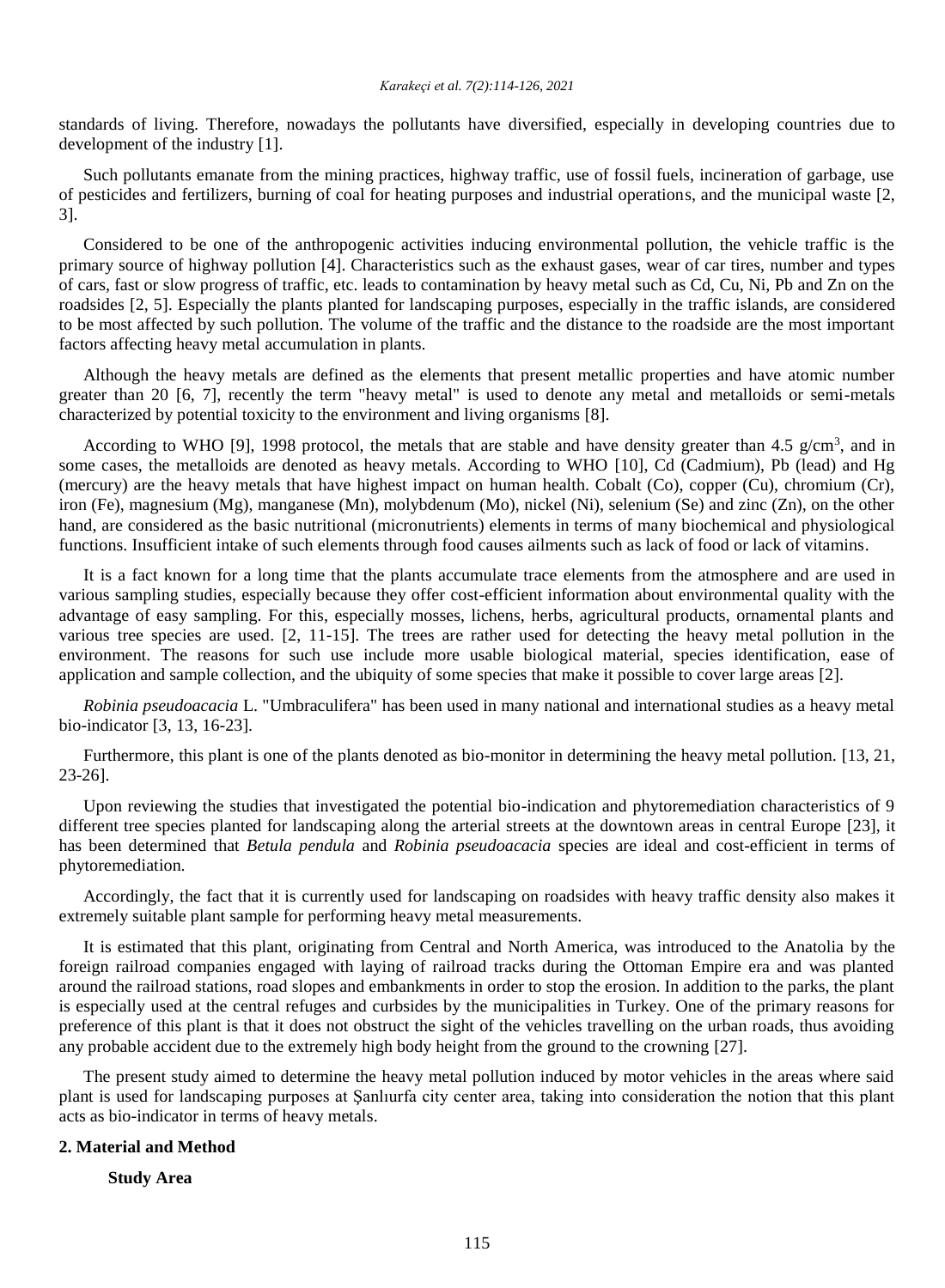standards of living. Therefore, nowadays the pollutants have diversified, especially in developing countries due to development of the industry [1].

Such pollutants emanate from the mining practices, highway traffic, use of fossil fuels, incineration of garbage, use of pesticides and fertilizers, burning of coal for heating purposes and industrial operations, and the municipal waste [2, 3].

Considered to be one of the anthropogenic activities inducing environmental pollution, the vehicle traffic is the primary source of highway pollution [4]. Characteristics such as the exhaust gases, wear of car tires, number and types of cars, fast or slow progress of traffic, etc. leads to contamination by heavy metal such as Cd, Cu, Ni, Pb and Zn on the roadsides [2, 5]. Especially the plants planted for landscaping purposes, especially in the traffic islands, are considered to be most affected by such pollution. The volume of the traffic and the distance to the roadside are the most important factors affecting heavy metal accumulation in plants.

Although the heavy metals are defined as the elements that present metallic properties and have atomic number greater than 20 [6, 7], recently the term "heavy metal" is used to denote any metal and metalloids or semi-metals characterized by potential toxicity to the environment and living organisms [8].

According to WHO [9], 1998 protocol, the metals that are stable and have density greater than 4.5 $g/cm^3$, and in some cases, the metalloids are denoted as heavy metals. According to WHO [10], Cd (Cadmium), Pb (lead) and Hg (mercury) are the heavy metals that have highest impact on human health. Cobalt (Co), copper (Cu), chromium (Cr), iron (Fe), magnesium (Mg), manganese (Mn), molybdenum (Mo), nickel (Ni), selenium (Se) and zinc (Zn), on the other hand, are considered as the basic nutritional (micronutrients) elements in terms of many biochemical and physiological functions. Insufficient intake of such elements through food causes ailments such as lack of food or lack of vitamins.

It is a fact known for a long time that the plants accumulate trace elements from the atmosphere and are used in various sampling studies, especially because they offer cost-efficient information about environmental quality with the advantage of easy sampling. For this, especially mosses, lichens, herbs, agricultural products, ornamental plants and various tree species are used. [2, 11-15]. The trees are rather used for detecting the heavy metal pollution in the environment. The reasons for such use include more usable biological material, species identification, ease of application and sample collection, and the ubiquity of some species that make it possible to cover large areas [2].

*Robinia pseudoacacia* L. "Umbraculifera" has been used in many national and international studies as a heavy metal bio-indicator [3, 13, 16-23].

Furthermore, this plant is one of the plants denoted as bio-monitor in determining the heavy metal pollution. [13, 21, 23-26].

Upon reviewing the studies that investigated the potential bio-indication and phytoremediation characteristics of 9 different tree species planted for landscaping along the arterial streets at the downtown areas in central Europe [23], it has been determined that *Betula pendula* and *Robinia pseudoacacia* species are ideal and cost-efficient in terms of phytoremediation.

Accordingly, the fact that it is currently used for landscaping on roadsides with heavy traffic density also makes it extremely suitable plant sample for performing heavy metal measurements.

It is estimated that this plant, originating from Central and North America, was introduced to the Anatolia by the foreign railroad companies engaged with laying of railroad tracks during the Ottoman Empire era and was planted around the railroad stations, road slopes and embankments in order to stop the erosion. In addition to the parks, the plant is especially used at the central refuges and curbsides by the municipalities in Turkey. One of the primary reasons for preference of this plant is that it does not obstruct the sight of the vehicles travelling on the urban roads, thus avoiding any probable accident due to the extremely high body height from the ground to the crowning [27].

The present study aimed to determine the heavy metal pollution induced by motor vehicles in the areas where said plant is used for landscaping purposes at Şanlıurfa city center area, taking into consideration the notion that this plant acts as bio-indicator in terms of heavy metals.

## 2. Material and Method

### Study Area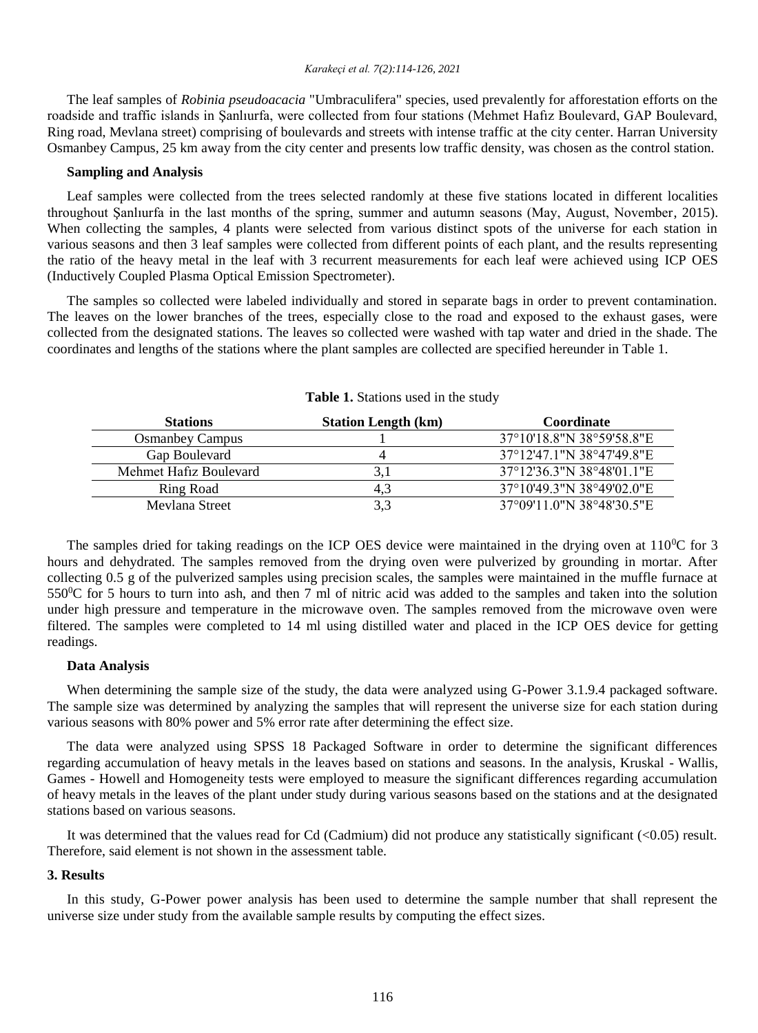The leaf samples of *Robinia pseudoacacia* "Umbraculifera" species, used prevalently for afforestation efforts on the roadside and traffic islands in Şanlıurfa, were collected from four stations (Mehmet Hafız Boulevard, GAP Boulevard, Ring road, Mevlana street) comprising of boulevards and streets with intense traffic at the city center. Harran University Osmanbey Campus, 25 km away from the city center and presents low traffic density, was chosen as the control station.

### Sampling and Analysis

Leaf samples were collected from the trees selected randomly at these five stations located in different localities throughout Şanlıurfa in the last months of the spring, summer and autumn seasons (May, August, November, 2015). When collecting the samples, 4 plants were selected from various distinct spots of the universe for each station in various seasons and then 3 leaf samples were collected from different points of each plant, and the results representing the ratio of the heavy metal in the leaf with 3 recurrent measurements for each leaf were achieved using ICP OES (Inductively Coupled Plasma Optical Emission Spectrometer).

The samples so collected were labeled individually and stored in separate bags in order to prevent contamination. The leaves on the lower branches of the trees, especially close to the road and exposed to the exhaust gases, were collected from the designated stations. The leaves so collected were washed with tap water and dried in the shade. The coordinates and lengths of the stations where the plant samples are collected are specified hereunder in Table 1.

**Table 1.** Stations used in the study

| Stations | Station Length (km) | Coordinate |
|---|---|---|
| Osmanbey Campus | 1 | 37°10'18.8"N 38°59'58.8"E |
| Gap Boulevard | 4 | 37°12'47.1"N 38°47'49.8"E |
| Mehmet Hafız Boulevard | 3,1 | 37°12'36.3"N 38°48'01.1"E |
| Ring Road | 4,3 | 37°10'49.3"N 38°49'02.0"E |
| Mevlana Street | 3,3 | 37°09'11.0"N 38°48'30.5"E |

The samples dried for taking readings on the ICP OES device were maintained in the drying oven at $110^0$C for 3 hours and dehydrated. The samples removed from the drying oven were pulverized by grounding in mortar. After collecting 0.5 g of the pulverized samples using precision scales, the samples were maintained in the muffle furnace at $550^0$C for 5 hours to turn into ash, and then 7 ml of nitric acid was added to the samples and taken into the solution under high pressure and temperature in the microwave oven. The samples removed from the microwave oven were filtered. The samples were completed to 14 ml using distilled water and placed in the ICP OES device for getting readings.

### Data Analysis

When determining the sample size of the study, the data were analyzed using G-Power 3.1.9.4 packaged software. The sample size was determined by analyzing the samples that will represent the universe size for each station during various seasons with 80% power and 5% error rate after determining the effect size.

The data were analyzed using SPSS 18 Packaged Software in order to determine the significant differences regarding accumulation of heavy metals in the leaves based on stations and seasons. In the analysis, Kruskal - Wallis, Games - Howell and Homogeneity tests were employed to measure the significant differences regarding accumulation of heavy metals in the leaves of the plant under study during various seasons based on the stations and at the designated stations based on various seasons.

It was determined that the values read for Cd (Cadmium) did not produce any statistically significant ($<0.05$) result. Therefore, said element is not shown in the assessment table.

## 3. Results

In this study, G-Power power analysis has been used to determine the sample number that shall represent the universe size under study from the available sample results by computing the effect sizes.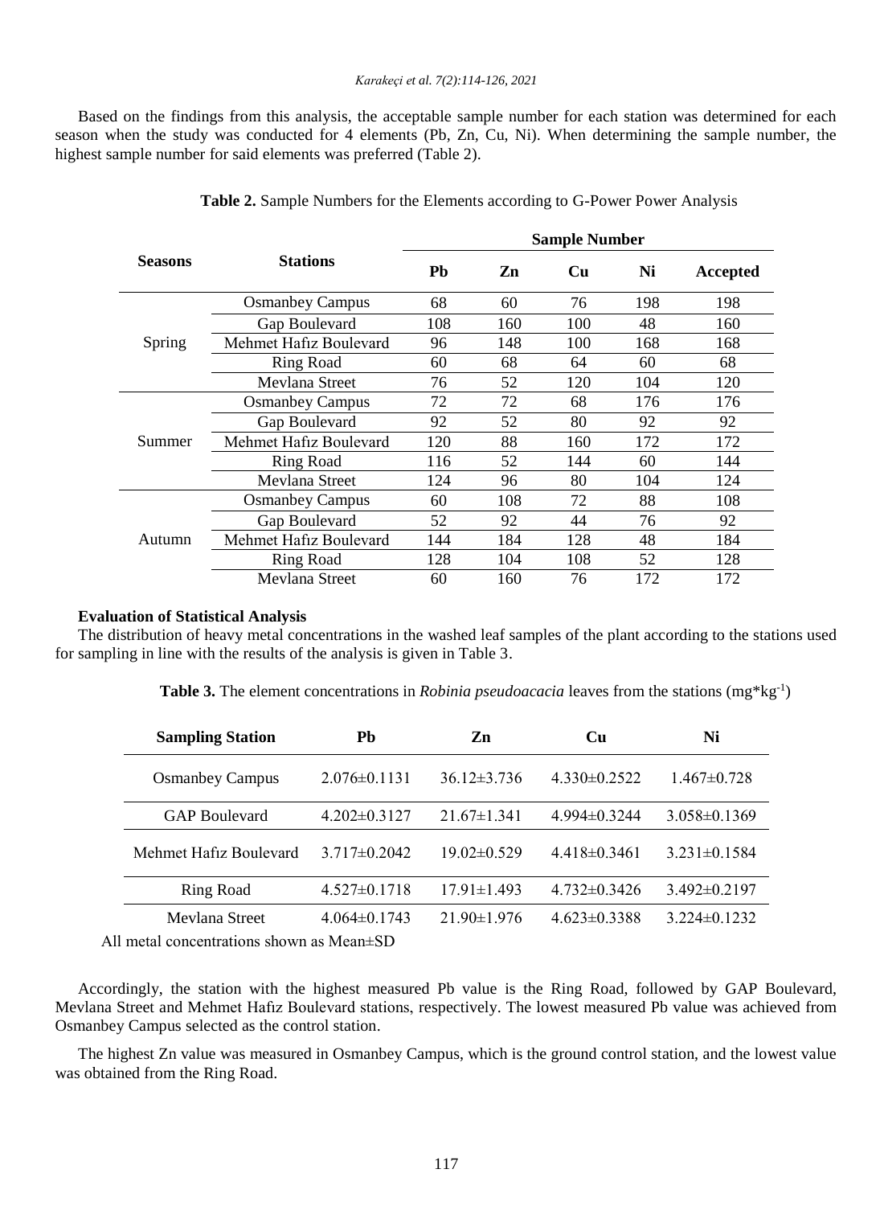Based on the findings from this analysis, the acceptable sample number for each station was determined for each season when the study was conducted for 4 elements (Pb, Zn, Cu, Ni). When determining the sample number, the highest sample number for said elements was preferred (Table 2).

**Table 2.** Sample Numbers for the Elements according to G-Power Power Analysis

| Seasons | Stations | Sample Number | | | | |
|---|---|---|---|---|---|---|
| | | **Pb** | **Zn** | **Cu** | **Ni** | **Accepted** |
| Spring | Osmanbey Campus | 68 | 60 | 76 | 198 | 198 |
| | Gap Boulevard | 108 | 160 | 100 | 48 | 160 |
| | Mehmet Hafız Boulevard | 96 | 148 | 100 | 168 | 168 |
| | Ring Road | 60 | 68 | 64 | 60 | 68 |
| | Mevlana Street | 76 | 52 | 120 | 104 | 120 |
| Summer | Osmanbey Campus | 72 | 72 | 68 | 176 | 176 |
| | Gap Boulevard | 92 | 52 | 80 | 92 | 92 |
| | Mehmet Hafız Boulevard | 120 | 88 | 160 | 172 | 172 |
| | Ring Road | 116 | 52 | 144 | 60 | 144 |
| | Mevlana Street | 124 | 96 | 80 | 104 | 124 |
| Autumn | Osmanbey Campus | 60 | 108 | 72 | 88 | 108 |
| | Gap Boulevard | 52 | 92 | 44 | 76 | 92 |
| | Mehmet Hafız Boulevard | 144 | 184 | 128 | 48 | 184 |
| | Ring Road | 128 | 104 | 108 | 52 | 128 |
| | Mevlana Street | 60 | 160 | 76 | 172 | 172 |

**Evaluation of Statistical Analysis**

The distribution of heavy metal concentrations in the washed leaf samples of the plant according to the stations used for sampling in line with the results of the analysis is given in Table 3.

**Table 3.** The element concentrations in *Robinia pseudoacacia* leaves from the stations ($mg*kg^{-1}$)

| Sampling Station | Pb | Zn | Cu | Ni |
|---|---|---|---|---|
| Osmanbey Campus | 2.076±0.1131 | 36.12±3.736 | 4.330±0.2522 | 1.467±0.728 |
| GAP Boulevard | 4.202±0.3127 | 21.67±1.341 | 4.994±0.3244 | 3.058±0.1369 |
| Mehmet Hafız Boulevard | 3.717±0.2042 | 19.02±0.529 | 4.418±0.3461 | 3.231±0.1584 |
| Ring Road | 4.527±0.1718 | 17.91±1.493 | 4.732±0.3426 | 3.492±0.2197 |
| Mevlana Street | 4.064±0.1743 | 21.90±1.976 | 4.623±0.3388 | 3.224±0.1232 |

All metal concentrations shown as Mean±SD

Accordingly, the station with the highest measured Pb value is the Ring Road, followed by GAP Boulevard, Mevlana Street and Mehmet Hafız Boulevard stations, respectively. The lowest measured Pb value was achieved from Osmanbey Campus selected as the control station.

The highest Zn value was measured in Osmanbey Campus, which is the ground control station, and the lowest value was obtained from the Ring Road.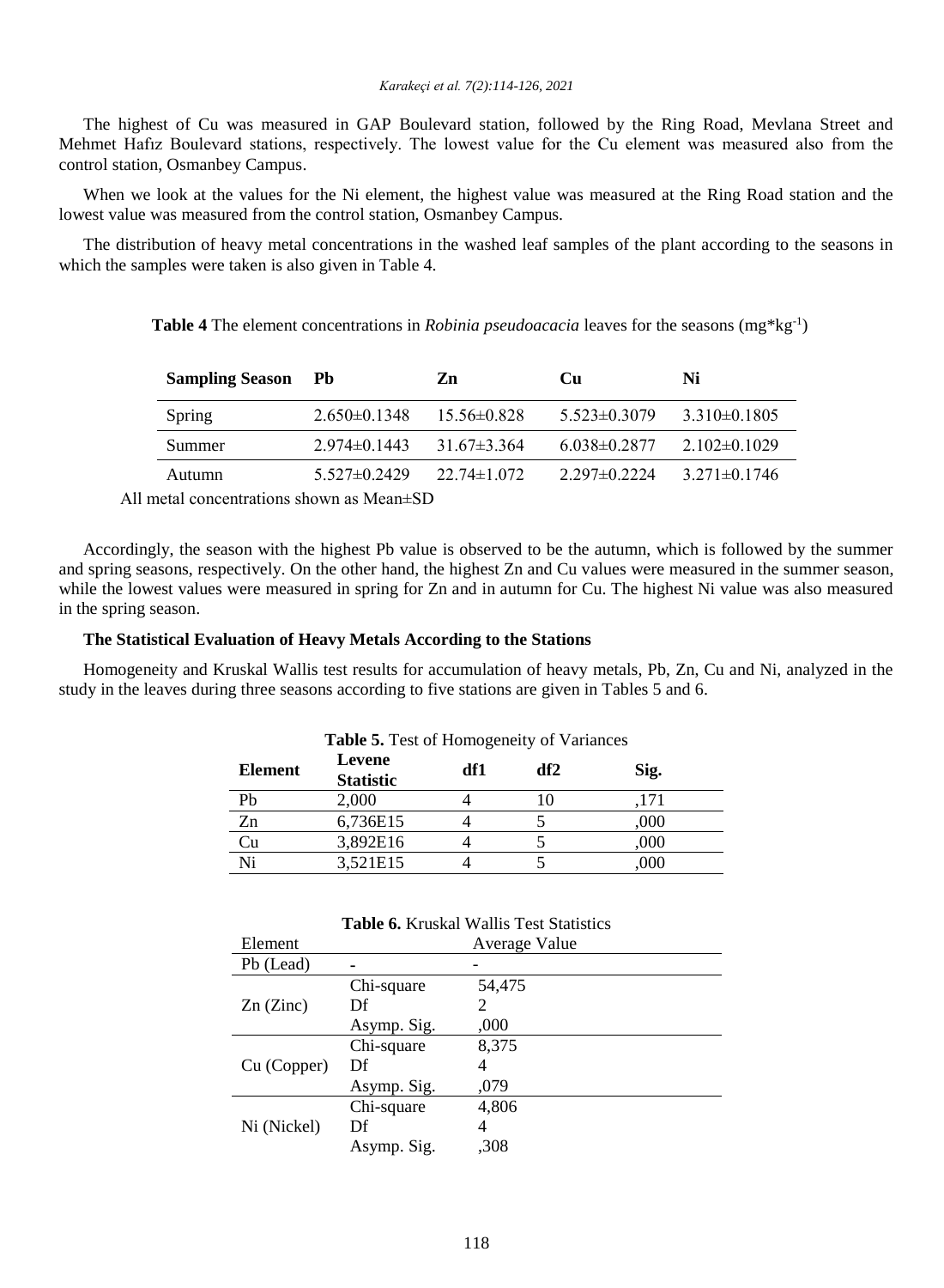The highest of Cu was measured in GAP Boulevard station, followed by the Ring Road, Mevlana Street and Mehmet Hafız Boulevard stations, respectively. The lowest value for the Cu element was measured also from the control station, Osmanbey Campus.

When we look at the values for the Ni element, the highest value was measured at the Ring Road station and the lowest value was measured from the control station, Osmanbey Campus.

The distribution of heavy metal concentrations in the washed leaf samples of the plant according to the seasons in which the samples were taken is also given in Table 4.

**Table 4** The element concentrations in *Robinia pseudoacacia* leaves for the seasons ($mg*kg^{-1}$)

| Sampling Season | Pb | Zn | Cu | Ni |
|---|---|---|---|---|
| Spring | 2.650±0.1348 | 15.56±0.828 | 5.523±0.3079 | 3.310±0.1805 |
| Summer | 2.974±0.1443 | 31.67±3.364 | 6.038±0.2877 | 2.102±0.1029 |
| Autumn | 5.527±0.2429 | 22.74±1.072 | 2.297±0.2224 | 3.271±0.1746 |

All metal concentrations shown as Mean±SD

Accordingly, the season with the highest Pb value is observed to be the autumn, which is followed by the summer and spring seasons, respectively. On the other hand, the highest Zn and Cu values were measured in the summer season, while the lowest values were measured in spring for Zn and in autumn for Cu. The highest Ni value was also measured in the spring season.

### The Statistical Evaluation of Heavy Metals According to the Stations

Homogeneity and Kruskal Wallis test results for accumulation of heavy metals, Pb, Zn, Cu and Ni, analyzed in the study in the leaves during three seasons according to five stations are given in Tables 5 and 6.

**Table 5.** Test of Homogeneity of Variances

| Element | Levene Statistic | df1 | df2 | Sig. |
|---|---|---|---|---|
| Pb | 2,000 | 4 | 10 | ,171 |
| Zn | 6,736E15 | 4 | 5 | ,000 |
| Cu | 3,892E16 | 4 | 5 | ,000 |
| Ni | 3,521E15 | 4 | 5 | ,000 |

**Table 6.** Kruskal Wallis Test Statistics

| Element | Average Value | |
|---|---|---|
| Pb (Lead) | - | - |
| Zn (Zinc) | Chi-square | 54,475 |
| | Df | 2 |
| | Asymp. Sig. | ,000 |
| Cu (Copper) | Chi-square | 8,375 |
| | Df | 4 |
| | Asymp. Sig. | ,079 |
| Ni (Nickel) | Chi-square | 4,806 |
| | Df | 4 |
| | Asymp. Sig. | ,308 |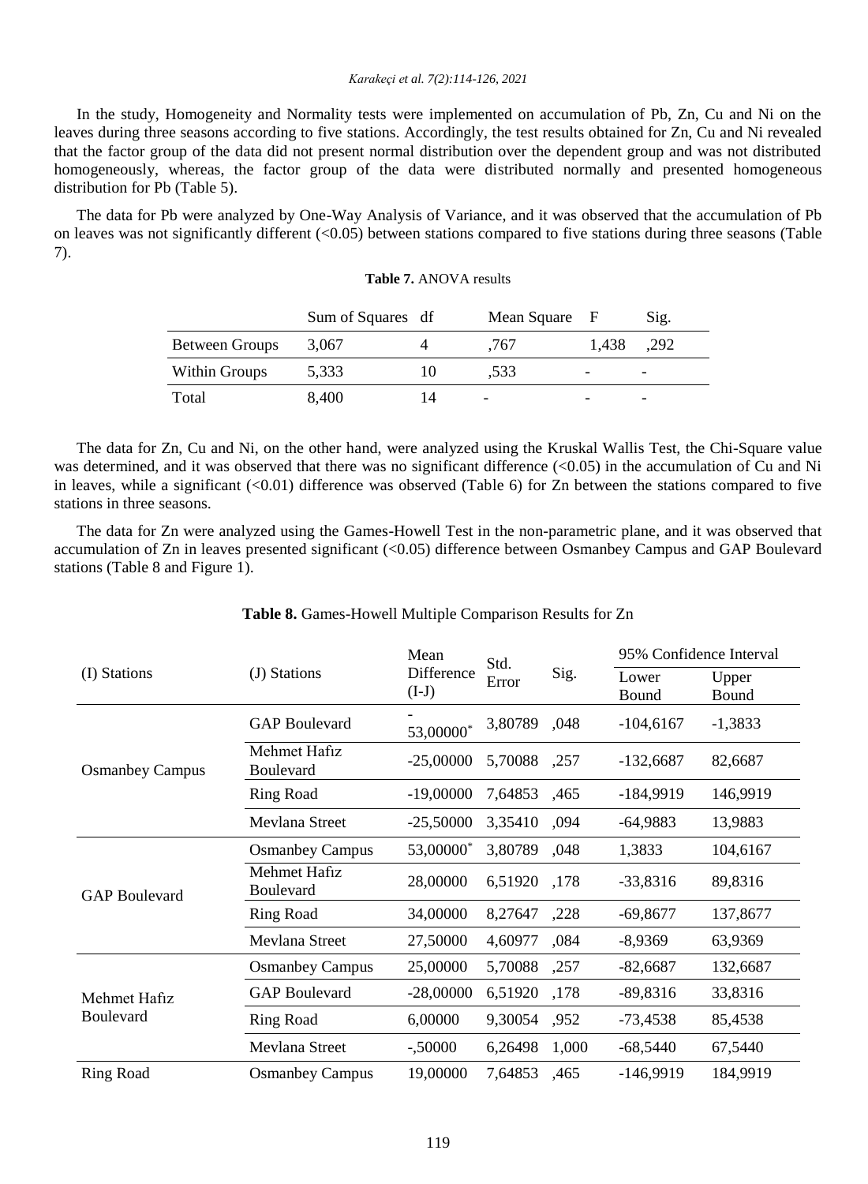In the study, Homogeneity and Normality tests were implemented on accumulation of Pb, Zn, Cu and Ni on the leaves during three seasons according to five stations. Accordingly, the test results obtained for Zn, Cu and Ni revealed that the factor group of the data did not present normal distribution over the dependent group and was not distributed homogeneously, whereas, the factor group of the data were distributed normally and presented homogeneous distribution for Pb (Table 5).

The data for Pb were analyzed by One-Way Analysis of Variance, and it was observed that the accumulation of Pb on leaves was not significantly different (<0.05) between stations compared to five stations during three seasons (Table 7).

**Table 7.** ANOVA results

| | Sum of Squares | df | Mean Square | F | Sig. |
|---|---|---|---|---|---|
| Between Groups | 3,067 | 4 | ,767 | 1,438 | ,292 |
| Within Groups | 5,333 | 10 | ,533 | - | - |
| Total | 8,400 | 14 | - | - | - |

The data for Zn, Cu and Ni, on the other hand, were analyzed using the Kruskal Wallis Test, the Chi-Square value was determined, and it was observed that there was no significant difference (<0.05) in the accumulation of Cu and Ni in leaves, while a significant (<0.01) difference was observed (Table 6) for Zn between the stations compared to five stations in three seasons.

The data for Zn were analyzed using the Games-Howell Test in the non-parametric plane, and it was observed that accumulation of Zn in leaves presented significant (<0.05) difference between Osmanbey Campus and GAP Boulevard stations (Table 8 and Figure 1).

**Table 8.** Games-Howell Multiple Comparison Results for Zn

| (I) Stations | (J) Stations | Mean Difference (I-J) | Std. Error | Sig. | 95% Confidence Interval | |
|---|---|---|---|---|---|---|
| | | | | | Lower Bound | Upper Bound |
| Osmanbey Campus | GAP Boulevard | -53,00000* | 3,80789 | ,048 | -104,6167 | -1,3833 |
| | Mehmet Hafız Boulevard | -25,00000 | 5,70088 | ,257 | -132,6687 | 82,6687 |
| | Ring Road | -19,00000 | 7,64853 | ,465 | -184,9919 | 146,9919 |
| | Mevlana Street | -25,50000 | 3,35410 | ,094 | -64,9883 | 13,9883 |
| GAP Boulevard | Osmanbey Campus | 53,00000* | 3,80789 | ,048 | 1,3833 | 104,6167 |
| | Mehmet Hafız Boulevard | 28,00000 | 6,51920 | ,178 | -33,8316 | 89,8316 |
| | Ring Road | 34,00000 | 8,27647 | ,228 | -69,8677 | 137,8677 |
| | Mevlana Street | 27,50000 | 4,60977 | ,084 | -8,9369 | 63,9369 |
| Mehmet Hafız Boulevard | Osmanbey Campus | 25,00000 | 5,70088 | ,257 | -82,6687 | 132,6687 |
| | GAP Boulevard | -28,00000 | 6,51920 | ,178 | -89,8316 | 33,8316 |
| | Ring Road | 6,00000 | 9,30054 | ,952 | -73,4538 | 85,4538 |
| | Mevlana Street | -,50000 | 6,26498 | 1,000 | -68,5440 | 67,5440 |
| Ring Road | Osmanbey Campus | 19,00000 | 7,64853 | ,465 | -146,9919 | 184,9919 |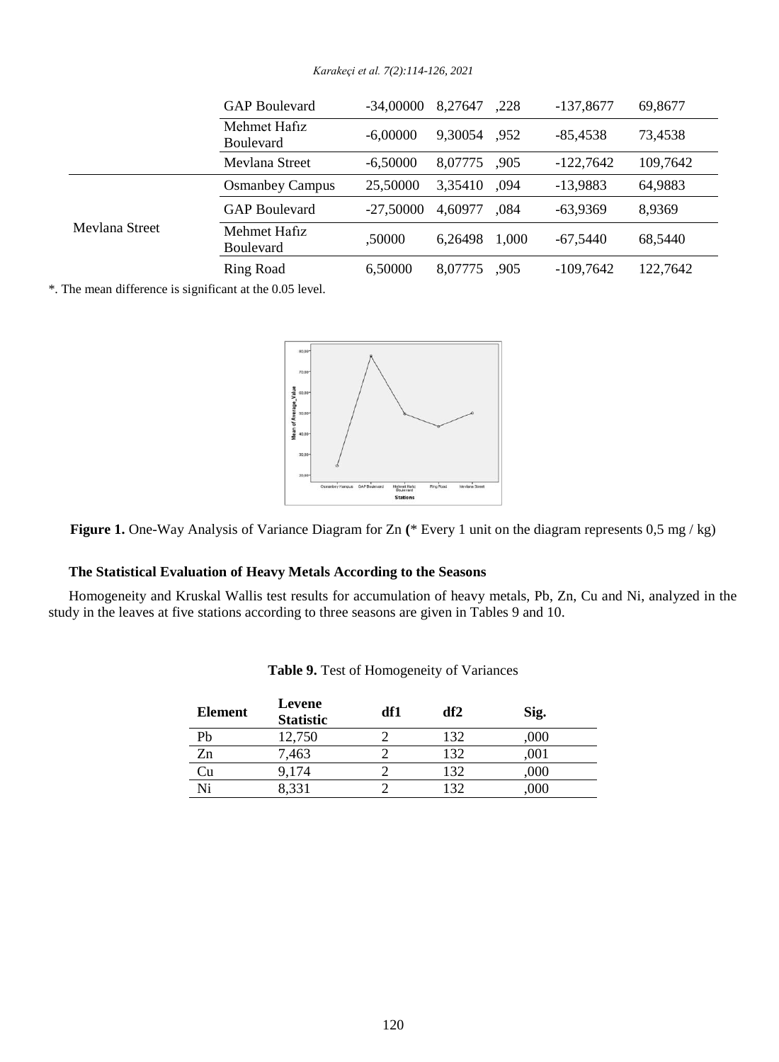| | GAP Boulevard | -34,00000 | 8,27647 | ,228 | -137,8677 | 69,8677 |
|---|---|---|---|---|---|---|
| | Mehmet Hafız Boulevard | -6,00000 | 9,30054 | ,952 | -85,4538 | 73,4538 |
| | Mevlana Street | -6,50000 | 8,07775 | ,905 | -122,7642 | 109,7642 |
| Mevlana Street | Osmanbey Campus | 25,50000 | 3,35410 | ,094 | -13,9883 | 64,9883 |
| | GAP Boulevard | -27,50000 | 4,60977 | ,084 | -63,9369 | 8,9369 |
| | Mehmet Hafız Boulevard | ,50000 | 6,26498 | 1,000 | -67,5440 | 68,5440 |
| | Ring Road | 6,50000 | 8,07775 | ,905 | -109,7642 | 122,7642 |

*. The mean difference is significant at the 0.05 level.

**Figure 1.** One-Way Analysis of Variance Diagram for Zn (* Every 1 unit on the diagram represents 0,5 mg / kg)

### The Statistical Evaluation of Heavy Metals According to the Seasons

Homogeneity and Kruskal Wallis test results for accumulation of heavy metals, Pb, Zn, Cu and Ni, analyzed in the study in the leaves at five stations according to three seasons are given in Tables 9 and 10.

**Table 9.** Test of Homogeneity of Variances

| Element | Levene Statistic | df1 | df2 | Sig. |
|---|---|---|---|---|
| Pb | 12,750 | 2 | 132 | ,000 |
| Zn | 7,463 | 2 | 132 | ,001 |
| Cu | 9,174 | 2 | 132 | ,000 |
| Ni | 8,331 | 2 | 132 | ,000 |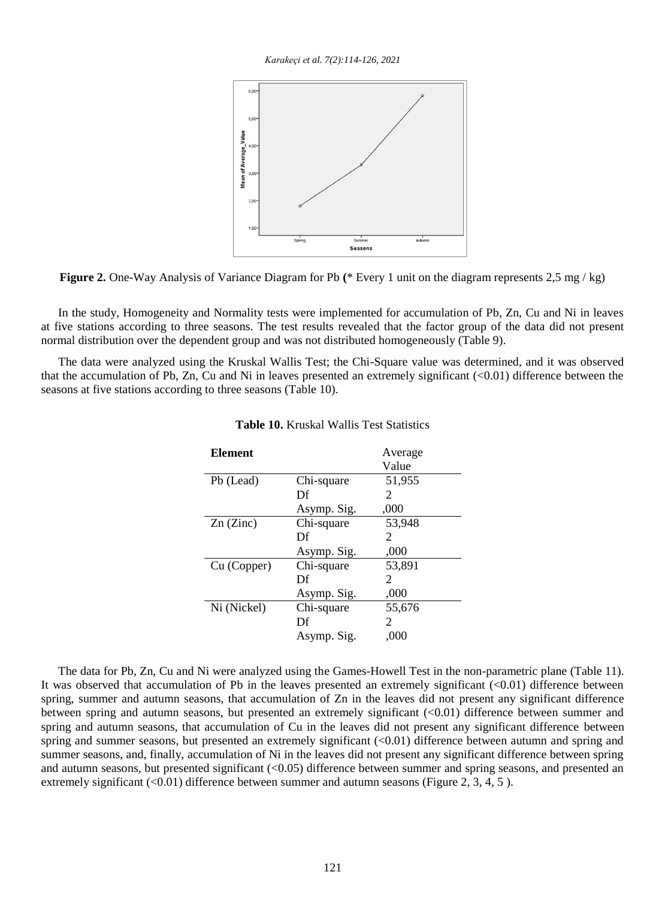**Figure 2.** One-Way Analysis of Variance Diagram for Pb (* Every 1 unit on the diagram represents 2,5 mg / kg)

In the study, Homogeneity and Normality tests were implemented for accumulation of Pb, Zn, Cu and Ni in leaves at five stations according to three seasons. The test results revealed that the factor group of the data did not present normal distribution over the dependent group and was not distributed homogeneously (Table 9).

The data were analyzed using the Kruskal Wallis Test; the Chi-Square value was determined, and it was observed that the accumulation of Pb, Zn, Cu and Ni in leaves presented an extremely significant (<0.01) difference between the seasons at five stations according to three seasons (Table 10).

**Table 10.** Kruskal Wallis Test Statistics

| Element | | Average Value |
|---|---|---|
| Pb (Lead) | Chi-square | 51,955 |
| | Df | 2 |
| | Asymp. Sig. | ,000 |
| Zn (Zinc) | Chi-square | 53,948 |
| | Df | 2 |
| | Asymp. Sig. | ,000 |
| Cu (Copper) | Chi-square | 53,891 |
| | Df | 2 |
| | Asymp. Sig. | ,000 |
| Ni (Nickel) | Chi-square | 55,676 |
| | Df | 2 |
| | Asymp. Sig. | ,000 |

The data for Pb, Zn, Cu and Ni were analyzed using the Games-Howell Test in the non-parametric plane (Table 11). It was observed that accumulation of Pb in the leaves presented an extremely significant (<0.01) difference between spring, summer and autumn seasons, that accumulation of Zn in the leaves did not present any significant difference between spring and autumn seasons, but presented an extremely significant (<0.01) difference between summer and spring and autumn seasons, that accumulation of Cu in the leaves did not present any significant difference between spring and summer seasons, but presented an extremely significant (<0.01) difference between autumn and spring and summer seasons, and, finally, accumulation of Ni in the leaves did not present any significant difference between spring and autumn seasons, but presented significant (<0.05) difference between summer and spring seasons, and presented an extremely significant (<0.01) difference between summer and autumn seasons (Figure 2, 3, 4, 5 ).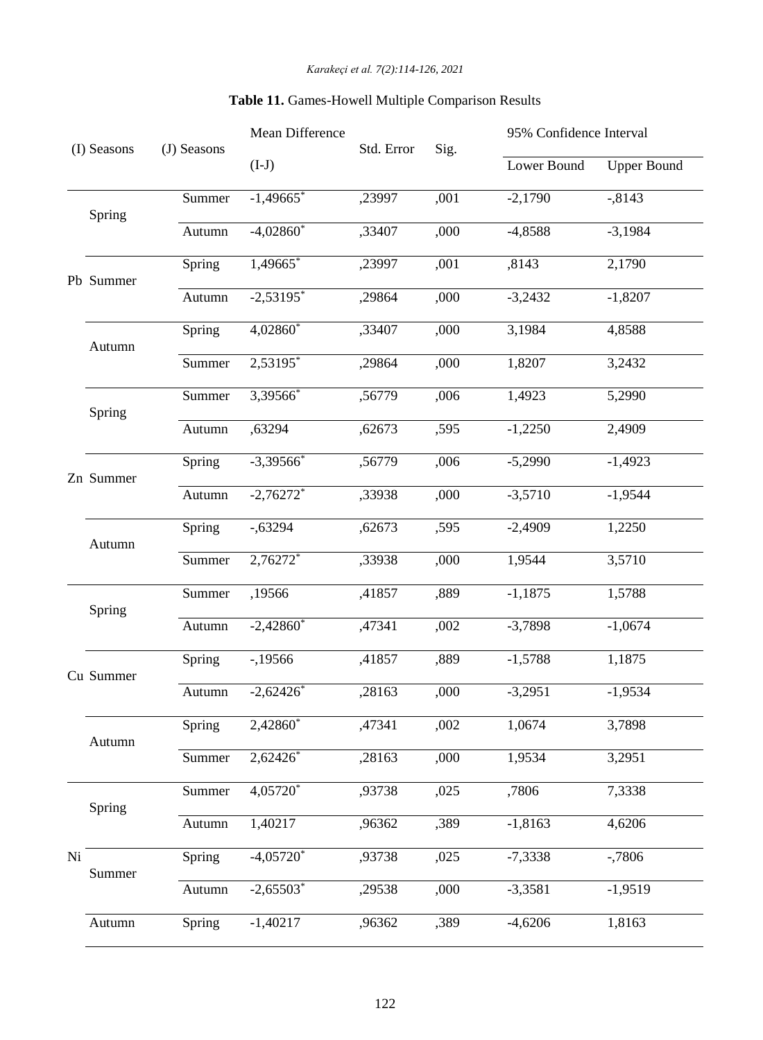**Table 11.** Games-Howell Multiple Comparison Results

| | (I) Seasons | (J) Seasons | Mean Difference (I-J) | Std. Error | Sig. | 95% Confidence Interval | |
|---|---|---|---|---|---|---|---|
| | | | | | | Lower Bound | Upper Bound |
| Pb | Spring | Summer | -1,49665* | ,23997 | ,001 | -2,1790 | -,8143 |
| | | Autumn | -4,02860* | ,33407 | ,000 | -4,8588 | -3,1984 |
| | Summer | Spring | 1,49665* | ,23997 | ,001 | ,8143 | 2,1790 |
| | | Autumn | -2,53195* | ,29864 | ,000 | -3,2432 | -1,8207 |
| | Autumn | Spring | 4,02860* | ,33407 | ,000 | 3,1984 | 4,8588 |
| | | Summer | 2,53195* | ,29864 | ,000 | 1,8207 | 3,2432 |
| Zn | Spring | Summer | 3,39566* | ,56779 | ,006 | 1,4923 | 5,2990 |
| | | Autumn | ,63294 | ,62673 | ,595 | -1,2250 | 2,4909 |
| | Summer | Spring | -3,39566* | ,56779 | ,006 | -5,2990 | -1,4923 |
| | | Autumn | -2,76272* | ,33938 | ,000 | -3,5710 | -1,9544 |
| | Autumn | Spring | -,63294 | ,62673 | ,595 | -2,4909 | 1,2250 |
| | | Summer | 2,76272* | ,33938 | ,000 | 1,9544 | 3,5710 |
| Cu | Spring | Summer | ,19566 | ,41857 | ,889 | -1,1875 | 1,5788 |
| | | Autumn | -2,42860* | ,47341 | ,002 | -3,7898 | -1,0674 |
| | Summer | Spring | -,19566 | ,41857 | ,889 | -1,5788 | 1,1875 |
| | | Autumn | -2,62426* | ,28163 | ,000 | -3,2951 | -1,9534 |
| | Autumn | Spring | 2,42860* | ,47341 | ,002 | 1,0674 | 3,7898 |
| | | Summer | 2,62426* | ,28163 | ,000 | 1,9534 | 3,2951 |
| Ni | Spring | Summer | 4,05720* | ,93738 | ,025 | ,7806 | 7,3338 |
| | | Autumn | 1,40217 | ,96362 | ,389 | -1,8163 | 4,6206 |
| | Summer | Spring | -4,05720* | ,93738 | ,025 | -7,3338 | -,7806 |
| | | Autumn | -2,65503* | ,29538 | ,000 | -3,3581 | -1,9519 |
| | Autumn | Spring | -1,40217 | ,96362 | ,389 | -4,6206 | 1,8163 |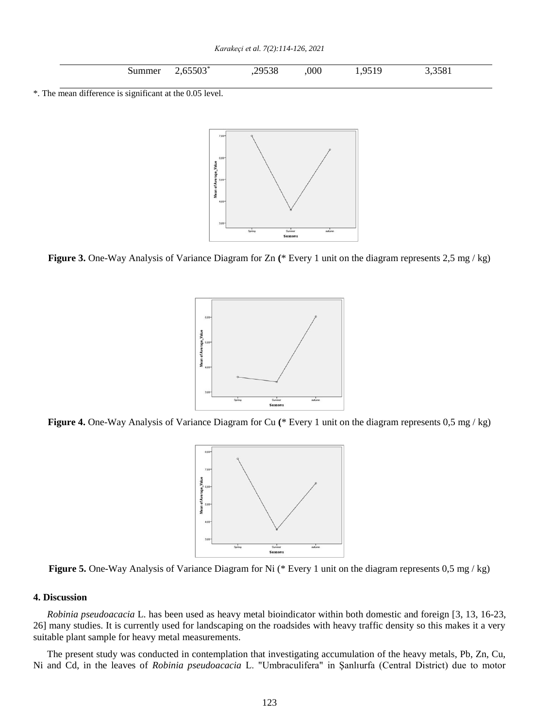| | | | | | |
|---|---|---|---|---|---|
| Summer | 2,65503* | ,29538 | ,000 | 1,9519 | 3,3581 |

*. The mean difference is significant at the 0.05 level.

**Figure 3.** One-Way Analysis of Variance Diagram for Zn (* Every 1 unit on the diagram represents 2,5 mg / kg)

**Figure 4.** One-Way Analysis of Variance Diagram for Cu (* Every 1 unit on the diagram represents 0,5 mg / kg)

**Figure 5.** One-Way Analysis of Variance Diagram for Ni (* Every 1 unit on the diagram represents 0,5 mg / kg)

## 4. Discussion

*Robinia pseudoacacia* L. has been used as heavy metal bioindicator within both domestic and foreign [3, 13, 16-23, 26] many studies. It is currently used for landscaping on the roadsides with heavy traffic density so this makes it a very suitable plant sample for heavy metal measurements.

The present study was conducted in contemplation that investigating accumulation of the heavy metals, Pb, Zn, Cu, Ni and Cd, in the leaves of *Robinia pseudoacacia* L. "Umbraculifera" in Şanlıurfa (Central District) due to motor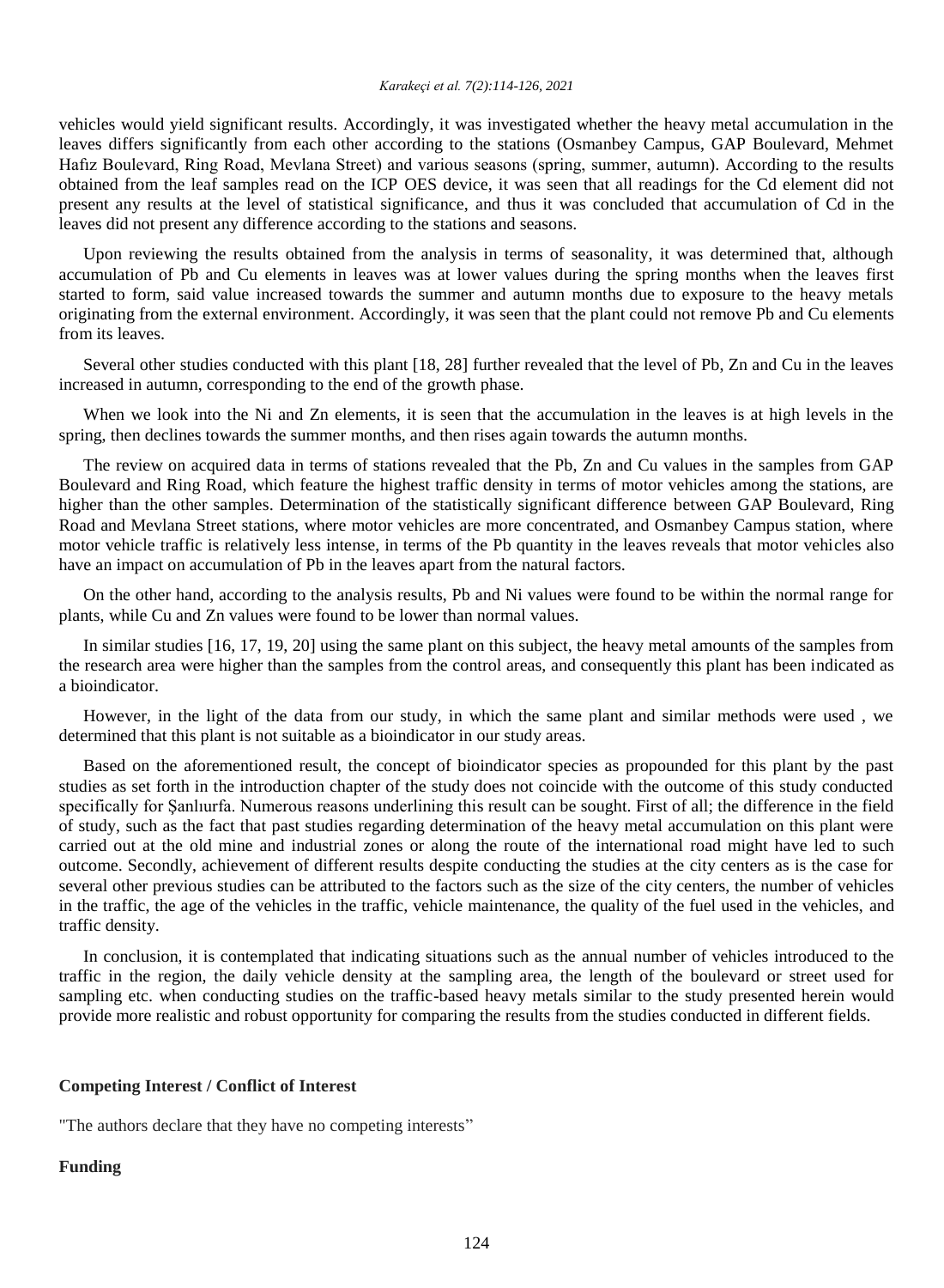vehicles would yield significant results. Accordingly, it was investigated whether the heavy metal accumulation in the leaves differs significantly from each other according to the stations (Osmanbey Campus, GAP Boulevard, Mehmet Hafız Boulevard, Ring Road, Mevlana Street) and various seasons (spring, summer, autumn). According to the results obtained from the leaf samples read on the ICP OES device, it was seen that all readings for the Cd element did not present any results at the level of statistical significance, and thus it was concluded that accumulation of Cd in the leaves did not present any difference according to the stations and seasons.

Upon reviewing the results obtained from the analysis in terms of seasonality, it was determined that, although accumulation of Pb and Cu elements in leaves was at lower values during the spring months when the leaves first started to form, said value increased towards the summer and autumn months due to exposure to the heavy metals originating from the external environment. Accordingly, it was seen that the plant could not remove Pb and Cu elements from its leaves.

Several other studies conducted with this plant [18, 28] further revealed that the level of Pb, Zn and Cu in the leaves increased in autumn, corresponding to the end of the growth phase.

When we look into the Ni and Zn elements, it is seen that the accumulation in the leaves is at high levels in the spring, then declines towards the summer months, and then rises again towards the autumn months.

The review on acquired data in terms of stations revealed that the Pb, Zn and Cu values in the samples from GAP Boulevard and Ring Road, which feature the highest traffic density in terms of motor vehicles among the stations, are higher than the other samples. Determination of the statistically significant difference between GAP Boulevard, Ring Road and Mevlana Street stations, where motor vehicles are more concentrated, and Osmanbey Campus station, where motor vehicle traffic is relatively less intense, in terms of the Pb quantity in the leaves reveals that motor vehicles also have an impact on accumulation of Pb in the leaves apart from the natural factors.

On the other hand, according to the analysis results, Pb and Ni values were found to be within the normal range for plants, while Cu and Zn values were found to be lower than normal values.

In similar studies [16, 17, 19, 20] using the same plant on this subject, the heavy metal amounts of the samples from the research area were higher than the samples from the control areas, and consequently this plant has been indicated as a bioindicator.

However, in the light of the data from our study, in which the same plant and similar methods were used , we determined that this plant is not suitable as a bioindicator in our study areas.

Based on the aforementioned result, the concept of bioindicator species as propounded for this plant by the past studies as set forth in the introduction chapter of the study does not coincide with the outcome of this study conducted specifically for Şanlıurfa. Numerous reasons underlining this result can be sought. First of all; the difference in the field of study, such as the fact that past studies regarding determination of the heavy metal accumulation on this plant were carried out at the old mine and industrial zones or along the route of the international road might have led to such outcome. Secondly, achievement of different results despite conducting the studies at the city centers as is the case for several other previous studies can be attributed to the factors such as the size of the city centers, the number of vehicles in the traffic, the age of the vehicles in the traffic, vehicle maintenance, the quality of the fuel used in the vehicles, and traffic density.

In conclusion, it is contemplated that indicating situations such as the annual number of vehicles introduced to the traffic in the region, the daily vehicle density at the sampling area, the length of the boulevard or street used for sampling etc. when conducting studies on the traffic-based heavy metals similar to the study presented herein would provide more realistic and robust opportunity for comparing the results from the studies conducted in different fields.

**Competing Interest / Conflict of Interest**

"The authors declare that they have no competing interests"

**Funding**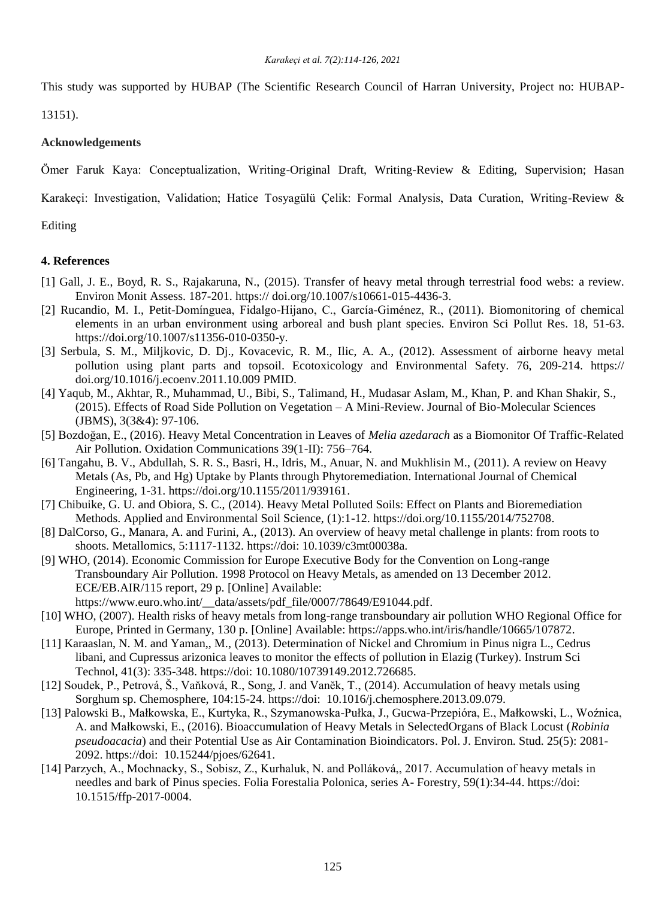This study was supported by HUBAP (The Scientific Research Council of Harran University, Project no: HUBAP-13151).

### Acknowledgements

Ömer Faruk Kaya: Conceptualization, Writing-Original Draft, Writing-Review & Editing, Supervision; Hasan Karakeçi: Investigation, Validation; Hatice Tosyagülü Çelik: Formal Analysis, Data Curation, Writing-Review & Editing

## 4. References

[1] Gall, J. E., Boyd, R. S., Rajakaruna, N., (2015). Transfer of heavy metal through terrestrial food webs: a review. Environ Monit Assess. 187-201. https:// doi.org/10.1007/s10661-015-4436-3.

[2] Rucandio, M. I., Petit-Domínguea, Fidalgo-Hijano, C., García-Giménez, R., (2011). Biomonitoring of chemical elements in an urban environment using arboreal and bush plant species. Environ Sci Pollut Res. 18, 51-63. https://doi.org/10.1007/s11356-010-0350-y.

[3] Serbula, S. M., Miljkovic, D. Dj., Kovacevic, R. M., Ilic, A. A., (2012). Assessment of airborne heavy metal pollution using plant parts and topsoil. Ecotoxicology and Environmental Safety. 76, 209-214. https:// doi.org/10.1016/j.ecoenv.2011.10.009 PMID.

[4] Yaqub, M., Akhtar, R., Muhammad, U., Bibi, S., Talimand, H., Mudasar Aslam, M., Khan, P. and Khan Shakir, S., (2015). Effects of Road Side Pollution on Vegetation – A Mini-Review. Journal of Bio-Molecular Sciences (JBMS), 3(3&4): 97-106.

[5] Bozdoğan, E., (2016). Heavy Metal Concentration in Leaves of *Melia azedarach* as a Biomonitor Of Traffic-Related Air Pollution. Oxidation Communications 39(1-II): 756–764.

[6] Tangahu, B. V., Abdullah, S. R. S., Basri, H., Idris, M., Anuar, N. and Mukhlisin M., (2011). A review on Heavy Metals (As, Pb, and Hg) Uptake by Plants through Phytoremediation. International Journal of Chemical Engineering, 1-31. https://doi.org/10.1155/2011/939161.

[7] Chibuike, G. U. and Obiora, S. C., (2014). Heavy Metal Polluted Soils: Effect on Plants and Bioremediation Methods. Applied and Environmental Soil Science, (1):1-12. https://doi.org/10.1155/2014/752708.

[8] DalCorso, G., Manara, A. and Furini, A., (2013). An overview of heavy metal challenge in plants: from roots to shoots. Metallomics, 5:1117-1132. https://doi: 10.1039/c3mt00038a.

[9] WHO, (2014). Economic Commission for Europe Executive Body for the Convention on Long-range Transboundary Air Pollution. 1998 Protocol on Heavy Metals, as amended on 13 December 2012. ECE/EB.AIR/115 report, 29 p. [Online] Available: https://www.euro.who.int/__data/assets/pdf_file/0007/78649/E91044.pdf.

[10] WHO, (2007). Health risks of heavy metals from long-range transboundary air pollution WHO Regional Office for Europe, Printed in Germany, 130 p. [Online] Available: https://apps.who.int/iris/handle/10665/107872.

[11] Karaaslan, N. M. and Yaman,, M., (2013). Determination of Nickel and Chromium in Pinus nigra L., Cedrus libani, and Cupressus arizonica leaves to monitor the effects of pollution in Elazig (Turkey). Instrum Sci Technol, 41(3): 335-348. https://doi: 10.1080/10739149.2012.726685.

[12] Soudek, P., Petrová, Š., Vaňková, R., Song, J. and Vaněk, T., (2014). Accumulation of heavy metals using Sorghum sp. Chemosphere, 104:15-24. https://doi: 10.1016/j.chemosphere.2013.09.079.

[13] Palowski B., Małkowska, E., Kurtyka, R., Szymanowska-Pułka, J., Gucwa-Przepióra, E., Małkowski, L., Woźnica, A. and Małkowski, E., (2016). Bioaccumulation of Heavy Metals in SelectedOrgans of Black Locust (*Robinia pseudoacacia*) and their Potential Use as Air Contamination Bioindicators. Pol. J. Environ. Stud. 25(5): 2081-2092. https://doi: 10.15244/pjoes/62641.

[14] Parzych, A., Mochnacky, S., Sobisz, Z., Kurhaluk, N. and Polláková,, 2017. Accumulation of heavy metals in needles and bark of Pinus species. Folia Forestalia Polonica, series A- Forestry, 59(1):34-44. https://doi: 10.1515/ffp-2017-0004.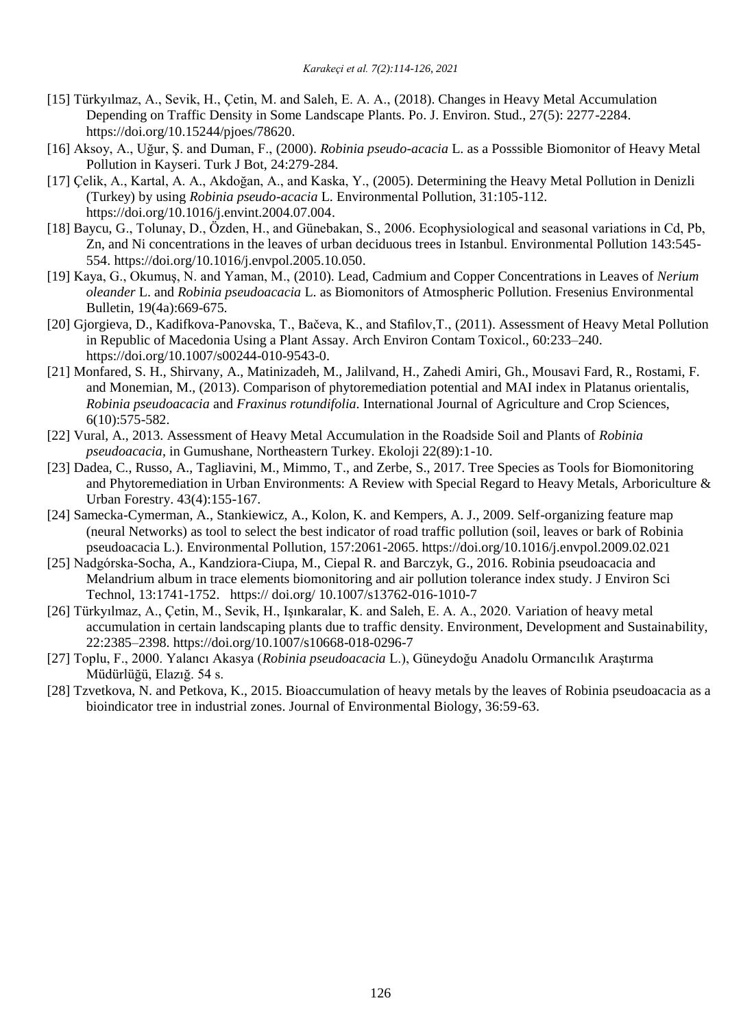[15] Türkyılmaz, A., Sevik, H., Çetin, M. and Saleh, E. A. A., (2018). Changes in Heavy Metal Accumulation Depending on Traffic Density in Some Landscape Plants. Po. J. Environ. Stud., 27(5): 2277-2284. https://doi.org/10.15244/pjoes/78620.

[16] Aksoy, A., Uğur, Ş. and Duman, F., (2000). *Robinia pseudo-acacia* L. as a Posssible Biomonitor of Heavy Metal Pollution in Kayseri. Turk J Bot, 24:279-284.

[17] Çelik, A., Kartal, A. A., Akdoğan, A., and Kaska, Y., (2005). Determining the Heavy Metal Pollution in Denizli (Turkey) by using *Robinia pseudo-acacia* L. Environmental Pollution, 31:105-112. https://doi.org/10.1016/j.envint.2004.07.004.

[18] Baycu, G., Tolunay, D., Özden, H., and Günebakan, S., 2006. Ecophysiological and seasonal variations in Cd, Pb, Zn, and Ni concentrations in the leaves of urban deciduous trees in Istanbul. Environmental Pollution 143:545-554. https://doi.org/10.1016/j.envpol.2005.10.050.

[19] Kaya, G., Okumuş, N. and Yaman, M., (2010). Lead, Cadmium and Copper Concentrations in Leaves of *Nerium oleander* L. and *Robinia pseudoacacia* L. as Biomonitors of Atmospheric Pollution. Fresenius Environmental Bulletin, 19(4a):669-675.

[20] Gjorgieva, D., Kadifkova-Panovska, T., Bačeva, K., and Stafilov,T., (2011). Assessment of Heavy Metal Pollution in Republic of Macedonia Using a Plant Assay. Arch Environ Contam Toxicol., 60:233–240. https://doi.org/10.1007/s00244-010-9543-0.

[21] Monfared, S. H., Shirvany, A., Matinizadeh, M., Jalilvand, H., Zahedi Amiri, Gh., Mousavi Fard, R., Rostami, F. and Monemian, M., (2013). Comparison of phytoremediation potential and MAI index in Platanus orientalis, *Robinia pseudoacacia* and *Fraxinus rotundifolia*. International Journal of Agriculture and Crop Sciences, 6(10):575-582.

[22] Vural, A., 2013. Assessment of Heavy Metal Accumulation in the Roadside Soil and Plants of *Robinia pseudoacacia*, in Gumushane, Northeastern Turkey. Ekoloji 22(89):1-10.

[23] Dadea, C., Russo, A., Tagliavini, M., Mimmo, T., and Zerbe, S., 2017. Tree Species as Tools for Biomonitoring and Phytoremediation in Urban Environments: A Review with Special Regard to Heavy Metals, Arboriculture & Urban Forestry. 43(4):155-167.

[24] Samecka-Cymerman, A., Stankiewicz, A., Kolon, K. and Kempers, A. J., 2009. Self-organizing feature map (neural Networks) as tool to select the best indicator of road traffic pollution (soil, leaves or bark of Robinia pseudoacacia L.). Environmental Pollution, 157:2061-2065. https://doi.org/10.1016/j.envpol.2009.02.021

[25] Nadgórska-Socha, A., Kandziora-Ciupa, M., Ciepal R. and Barczyk, G., 2016. Robinia pseudoacacia and Melandrium album in trace elements biomonitoring and air pollution tolerance index study. J Environ Sci Technol, 13:1741-1752. https:// doi.org/ 10.1007/s13762-016-1010-7

[26] Türkyılmaz, A., Çetin, M., Sevik, H., Işınkaralar, K. and Saleh, E. A. A., 2020. Variation of heavy metal accumulation in certain landscaping plants due to traffic density. Environment, Development and Sustainability, 22:2385–2398. https://doi.org/10.1007/s10668-018-0296-7

[27] Toplu, F., 2000. Yalancı Akasya (*Robinia pseudoacacia* L.), Güneydoğu Anadolu Ormancılık Araştırma Müdürlüğü, Elazığ. 54 s.

[28] Tzvetkova, N. and Petkova, K., 2015. Bioaccumulation of heavy metals by the leaves of Robinia pseudoacacia as a bioindicator tree in industrial zones. Journal of Environmental Biology, 36:59-63.